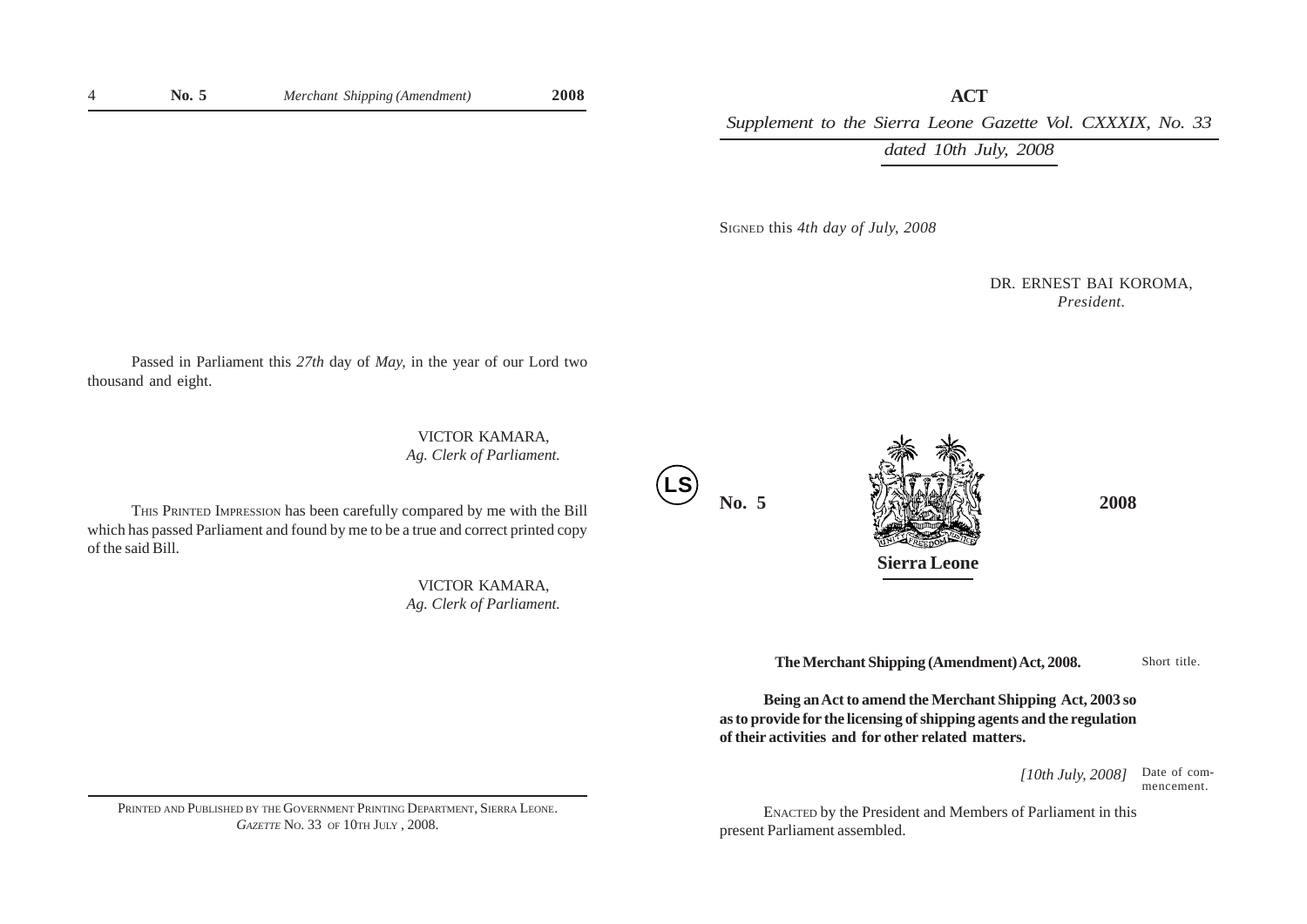Passed in Parliament this *27th* day of *May*, in the year of our Lord two thousand and eight.

VICTOR KAMARA,
*Ag. Clerk of Parliament.*

THIS PRINTED IMPRESSION has been carefully compared by me with the Bill which has passed Parliament and found by me to be a true and correct printed copy of the said Bill.

VICTOR KAMARA,
*Ag. Clerk of Parliament.*

PRINTED AND PUBLISHED BY THE GOVERNMENT PRINTING DEPARTMENT, SIERRA LEONE.
*GAZETTE* NO. 33 OF 10TH JULY, 2008.

**ACT**

*Supplement to the Sierra Leone Gazette Vol. CXXXIX, No. 33 dated 10th July, 2008*

SIGNED this *4th day of July, 2008*

DR. ERNEST BAI KOROMA,
*President.*

LS

**No. 5** **2008**

**Sierra Leone**

**The Merchant Shipping (Amendment) Act, 2008.** Short title.

**Being an Act to amend the Merchant Shipping Act, 2003 so as to provide for the licensing of shipping agents and the regulation of their activities and for other related matters.**

*[10th July, 2008]* Date of commencement.

ENACTED by the President and Members of Parliament in this present Parliament assembled.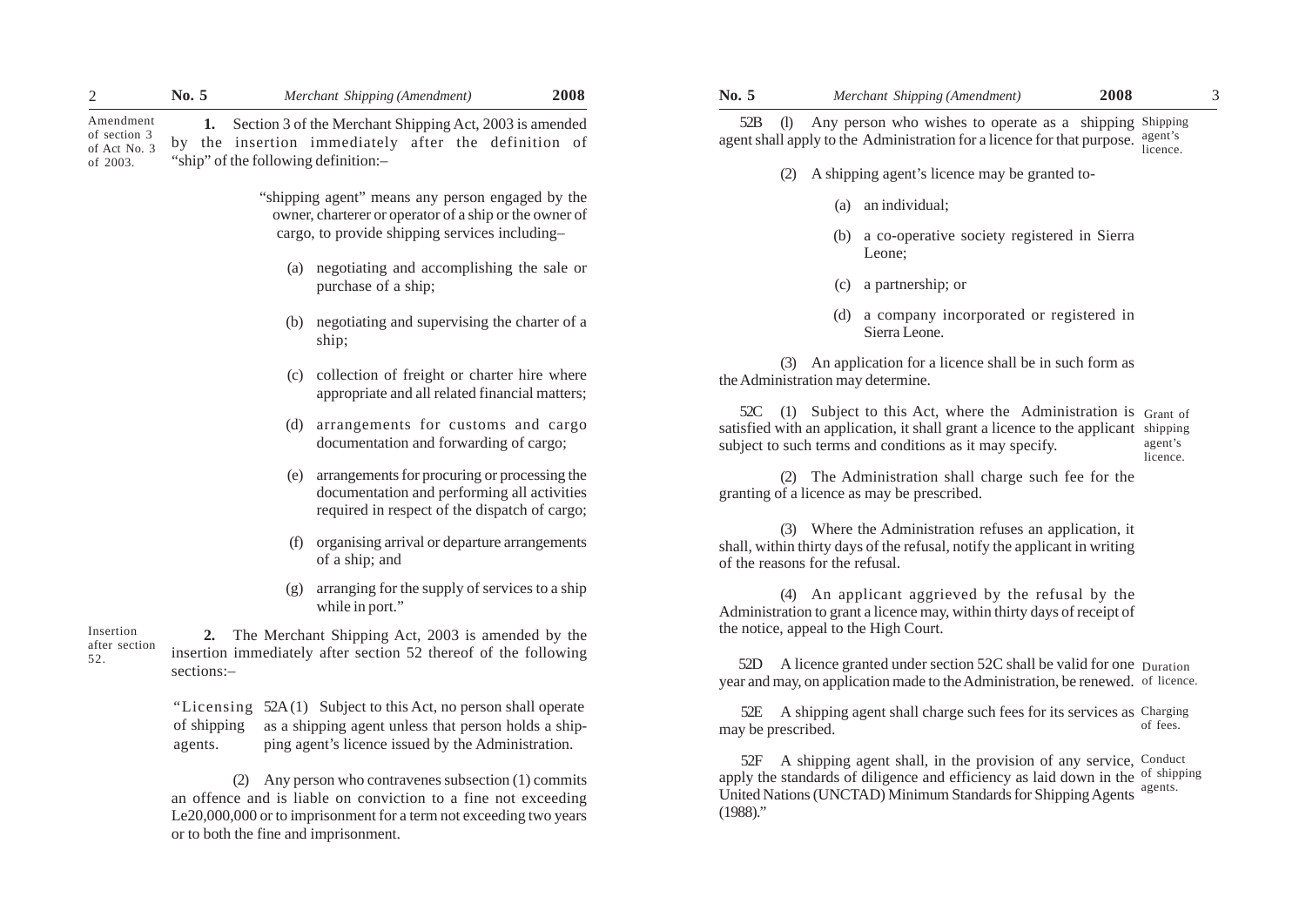**Amendment of section 3 of Act No. 3 of 2003.**

**1.** Section 3 of the Merchant Shipping Act, 2003 is amended by the insertion immediately after the definition of "ship" of the following definition:–

"shipping agent" means any person engaged by the owner, charterer or operator of a ship or the owner of cargo, to provide shipping services including–

(a) negotiating and accomplishing the sale or purchase of a ship;

(b) negotiating and supervising the charter of a ship;

(c) collection of freight or charter hire where appropriate and all related financial matters;

(d) arrangements for customs and cargo documentation and forwarding of cargo;

(e) arrangements for procuring or processing the documentation and performing all activities required in respect of the dispatch of cargo;

(f) organising arrival or departure arrangements of a ship; and

(g) arranging for the supply of services to a ship while in port."

**Insertion after section 52.**

**2.** The Merchant Shipping Act, 2003 is amended by the insertion immediately after section 52 thereof of the following sections:–

"Licensing of shipping agents.

52A (1) Subject to this Act, no person shall operate as a shipping agent unless that person holds a shipping agent's licence issued by the Administration.

(2) Any person who contravenes subsection (1) commits an offence and is liable on conviction to a fine not exceeding Le20,000,000 or to imprisonment for a term not exceeding two years or to both the fine and imprisonment.

Shipping agent's licence.

52B (l) Any person who wishes to operate as a shipping agent shall apply to the Administration for a licence for that purpose.

(2) A shipping agent's licence may be granted to-

(a) an individual;

(b) a co-operative society registered in Sierra Leone;

(c) a partnership; or

(d) a company incorporated or registered in Sierra Leone.

(3) An application for a licence shall be in such form as the Administration may determine.

Grant of shipping agent's licence.

52C (1) Subject to this Act, where the Administration is satisfied with an application, it shall grant a licence to the applicant subject to such terms and conditions as it may specify.

(2) The Administration shall charge such fee for the granting of a licence as may be prescribed.

(3) Where the Administration refuses an application, it shall, within thirty days of the refusal, notify the applicant in writing of the reasons for the refusal.

(4) An applicant aggrieved by the refusal by the Administration to grant a licence may, within thirty days of receipt of the notice, appeal to the High Court.

Duration of licence.

52D A licence granted under section 52C shall be valid for one year and may, on application made to the Administration, be renewed.

Charging of fees.

52E A shipping agent shall charge such fees for its services as may be prescribed.

Conduct of shipping agents.

52F A shipping agent shall, in the provision of any service, apply the standards of diligence and efficiency as laid down in the United Nations (UNCTAD) Minimum Standards for Shipping Agents (1988)."